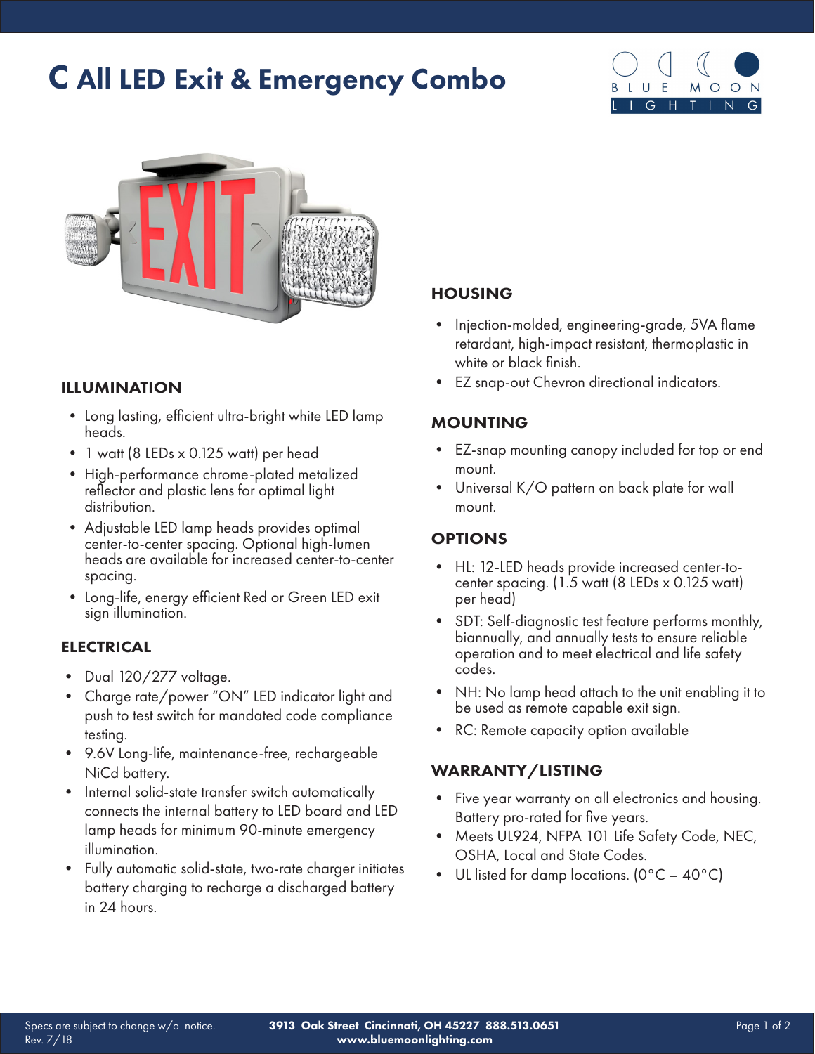# C All LED Exit & Emergency Combo

BLUE MOON LIGHTING

## ILLUMINATION

- Long lasting, efficient ultra-bright white LED lamp heads.
- 1 watt (8 LEDs x 0.125 watt) per head
- High-performance chrome-plated metalized reflector and plastic lens for optimal light distribution.
- Adjustable LED lamp heads provides optimal center-to-center spacing. Optional high-lumen heads are available for increased center-to-center spacing.
- Long-life, energy efficient Red or Green LED exit sign illumination.

## ELECTRICAL

- Dual 120/277 voltage.
- Charge rate/power "ON" LED indicator light and push to test switch for mandated code compliance testing.
- 9.6V Long-life, maintenance-free, rechargeable NiCd battery.
- Internal solid-state transfer switch automatically connects the internal battery to LED board and LED lamp heads for minimum 90-minute emergency illumination.
- Fully automatic solid-state, two-rate charger initiates battery charging to recharge a discharged battery in 24 hours.

## HOUSING

- Injection-molded, engineering-grade, 5VA flame retardant, high-impact resistant, thermoplastic in white or black finish.
- EZ snap-out Chevron directional indicators.

## MOUNTING

- EZ-snap mounting canopy included for top or end mount.
- Universal K/O pattern on back plate for wall mount.

## OPTIONS

- HL: 12-LED heads provide increased center-to-center spacing. (1.5 watt (8 LEDs x 0.125 watt) per head)
- SDT: Self-diagnostic test feature performs monthly, biannually, and annually tests to ensure reliable operation and to meet electrical and life safety codes.
- NH: No lamp head attach to the unit enabling it to be used as remote capable exit sign.
- RC: Remote capacity option available

## WARRANTY/LISTING

- Five year warranty on all electronics and housing. Battery pro-rated for five years.
- Meets UL924, NFPA 101 Life Safety Code, NEC, OSHA, Local and State Codes.
- UL listed for damp locations. (0°C – 40°C)

Specs are subject to change w/o notice.
Rev. 7/18

**3913 Oak Street Cincinnati, OH 45227 888.513.0651**
**www.bluemoonlighting.com**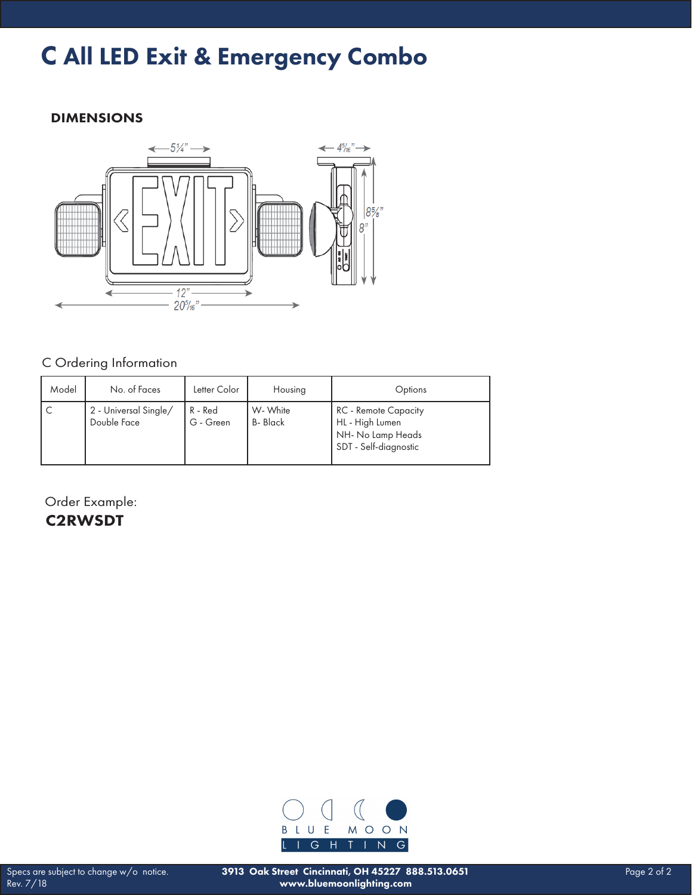# C All LED Exit & Emergency Combo

## DIMENSIONS

5¼"

4⁵⁄₁₆"

8⅝"

8"

12"

20⁵⁄₁₆"

C Ordering Information

| Model | No. of Faces | Letter Color | Housing | Options |
|---|---|---|---|---|
| C | 2 - Universal Single/ Double Face | R - Red<br>G - Green | W- White<br>B- Black | RC - Remote Capacity<br>HL - High Lumen<br>NH- No Lamp Heads<br>SDT - Self-diagnostic |

Order Example:

**C2RWSDT**

BLUE MOON LIGHTING

Specs are subject to change w/o notice.
Rev. 7/18

**3913 Oak Street Cincinnati, OH 45227 888.513.0651**
**www.bluemoonlighting.com**